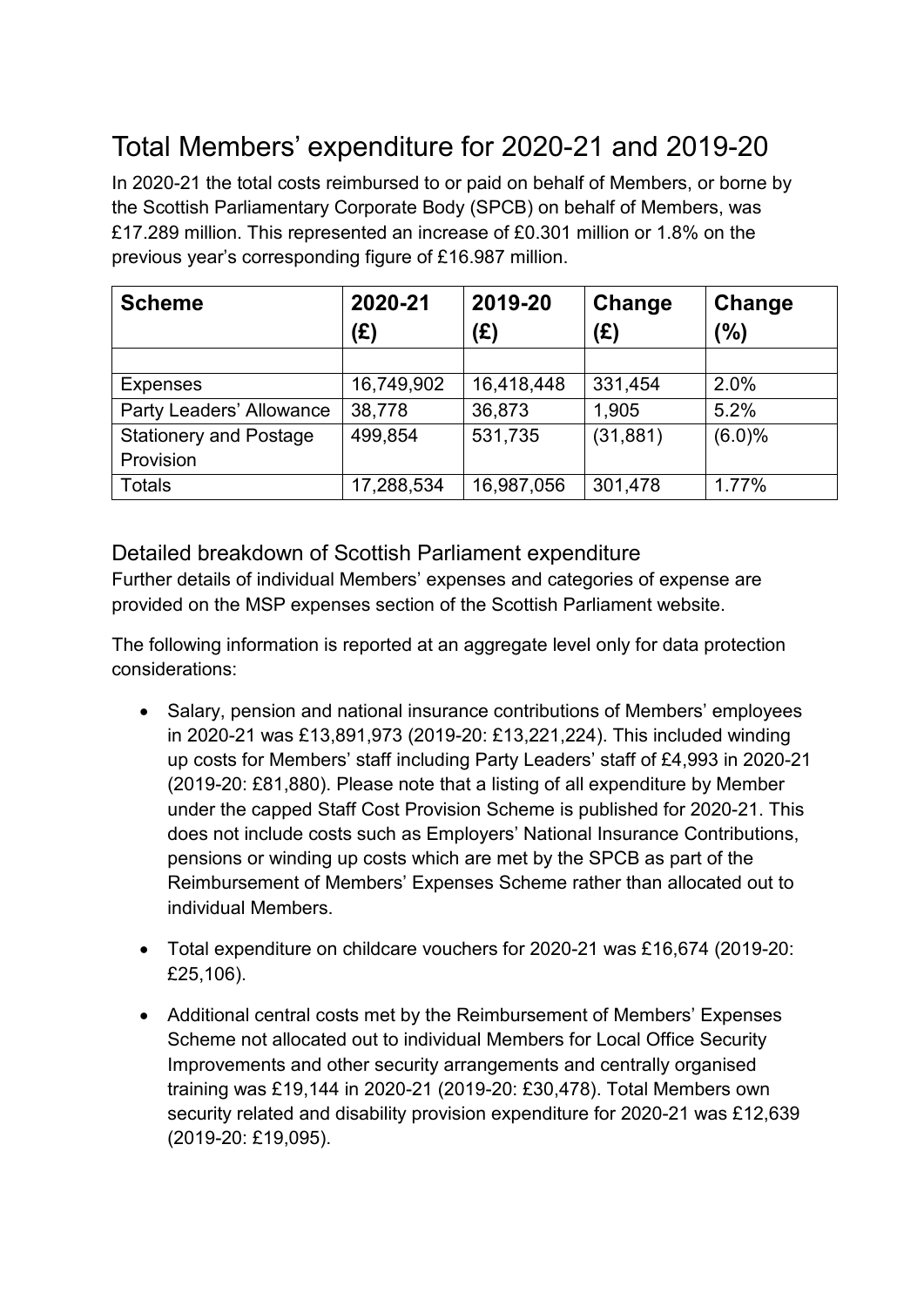# Total Members' expenditure for 2020-21 and 2019-20

In 2020-21 the total costs reimbursed to or paid on behalf of Members, or borne by the Scottish Parliamentary Corporate Body (SPCB) on behalf of Members, was £17.289 million. This represented an increase of £0.301 million or 1.8% on the previous year's corresponding figure of £16.987 million.

| Scheme | 2020-21 (£) | 2019-20 (£) | Change (£) | Change (%) |
|---|---|---|---|---|
| | | | | |
| Expenses | 16,749,902 | 16,418,448 | 331,454 | 2.0% |
| Party Leaders' Allowance | 38,778 | 36,873 | 1,905 | 5.2% |
| Stationery and Postage Provision | 499,854 | 531,735 | (31,881) | (6.0)% |
| Totals | 17,288,534 | 16,987,056 | 301,478 | 1.77% |

## Detailed breakdown of Scottish Parliament expenditure

Further details of individual Members' expenses and categories of expense are provided on the MSP expenses section of the Scottish Parliament website.

The following information is reported at an aggregate level only for data protection considerations:

- Salary, pension and national insurance contributions of Members' employees in 2020-21 was £13,891,973 (2019-20: £13,221,224). This included winding up costs for Members' staff including Party Leaders' staff of £4,993 in 2020-21 (2019-20: £81,880). Please note that a listing of all expenditure by Member under the capped Staff Cost Provision Scheme is published for 2020-21. This does not include costs such as Employers' National Insurance Contributions, pensions or winding up costs which are met by the SPCB as part of the Reimbursement of Members' Expenses Scheme rather than allocated out to individual Members.

- Total expenditure on childcare vouchers for 2020-21 was £16,674 (2019-20: £25,106).

- Additional central costs met by the Reimbursement of Members' Expenses Scheme not allocated out to individual Members for Local Office Security Improvements and other security arrangements and centrally organised training was £19,144 in 2020-21 (2019-20: £30,478). Total Members own security related and disability provision expenditure for 2020-21 was £12,639 (2019-20: £19,095).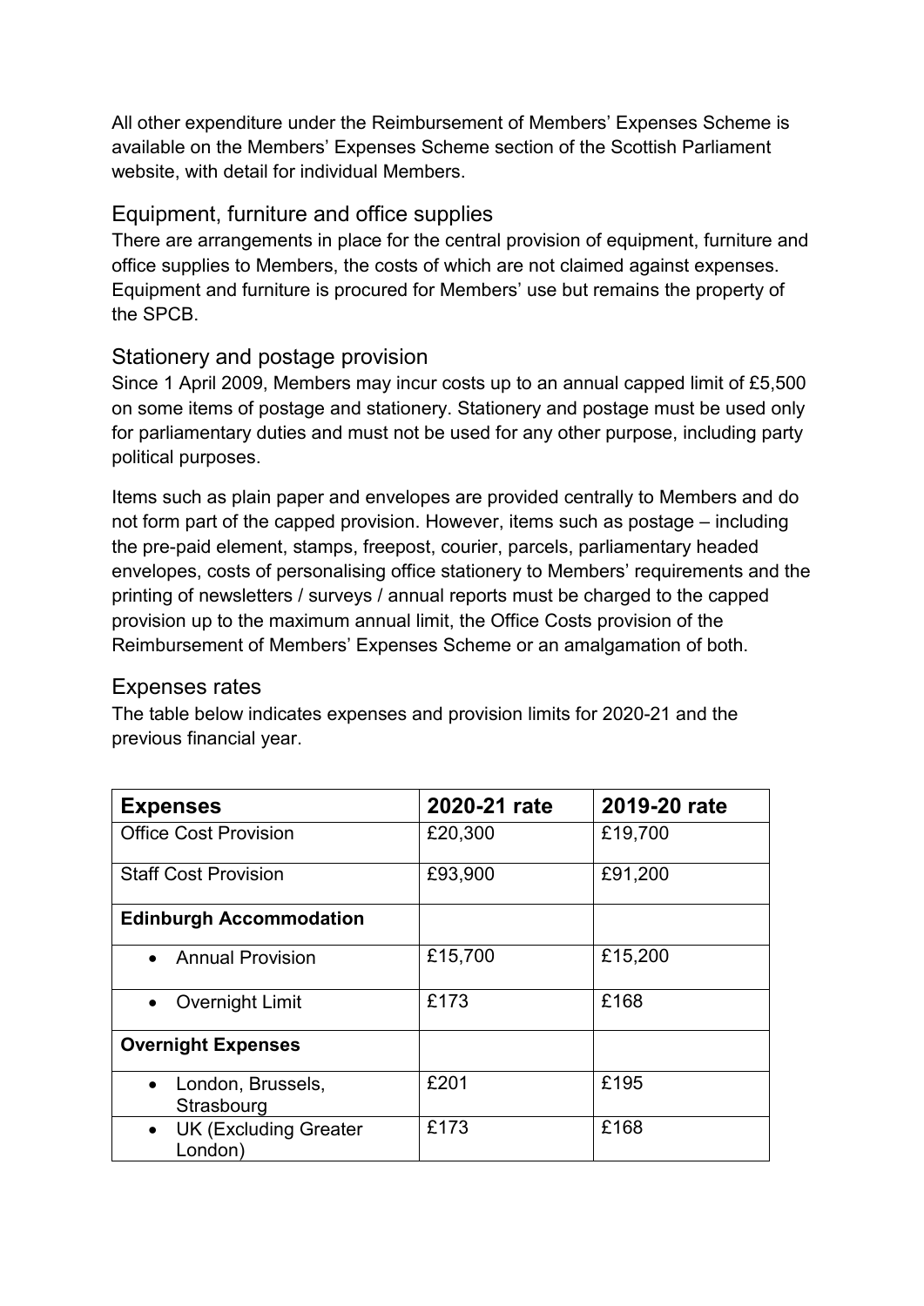All other expenditure under the Reimbursement of Members' Expenses Scheme is available on the Members' Expenses Scheme section of the Scottish Parliament website, with detail for individual Members.

## Equipment, furniture and office supplies

There are arrangements in place for the central provision of equipment, furniture and office supplies to Members, the costs of which are not claimed against expenses. Equipment and furniture is procured for Members' use but remains the property of the SPCB.

## Stationery and postage provision

Since 1 April 2009, Members may incur costs up to an annual capped limit of £5,500 on some items of postage and stationery. Stationery and postage must be used only for parliamentary duties and must not be used for any other purpose, including party political purposes.

Items such as plain paper and envelopes are provided centrally to Members and do not form part of the capped provision. However, items such as postage – including the pre-paid element, stamps, freepost, courier, parcels, parliamentary headed envelopes, costs of personalising office stationery to Members' requirements and the printing of newsletters / surveys / annual reports must be charged to the capped provision up to the maximum annual limit, the Office Costs provision of the Reimbursement of Members' Expenses Scheme or an amalgamation of both.

## Expenses rates

The table below indicates expenses and provision limits for 2020-21 and the previous financial year.

| Expenses | 2020-21 rate | 2019-20 rate |
|---|---|---|
| Office Cost Provision | £20,300 | £19,700 |
| Staff Cost Provision | £93,900 | £91,200 |
| **Edinburgh Accommodation** | | |
| • Annual Provision | £15,700 | £15,200 |
| • Overnight Limit | £173 | £168 |
| **Overnight Expenses** | | |
| • London, Brussels, Strasbourg | £201 | £195 |
| • UK (Excluding Greater London) | £173 | £168 |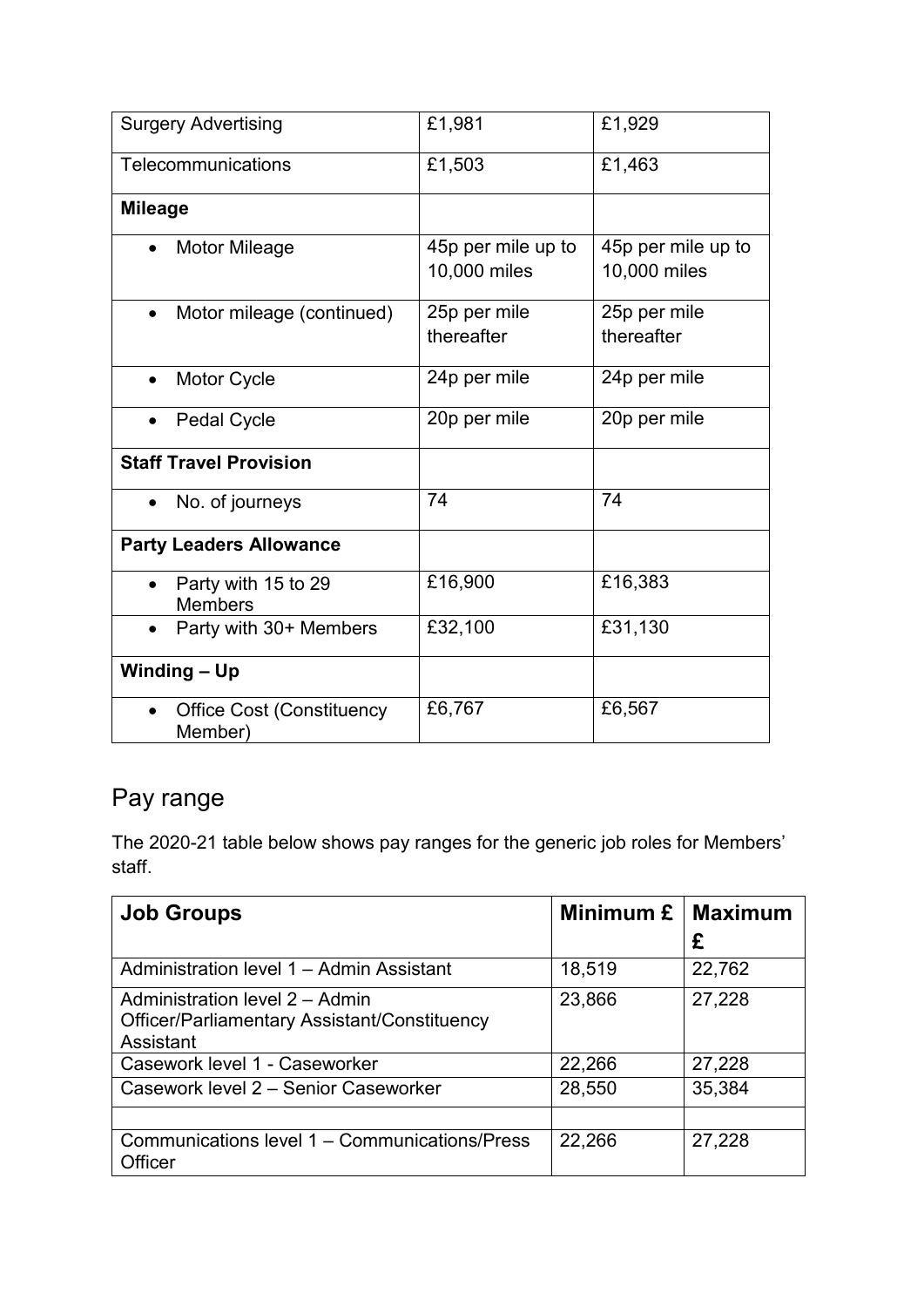| | | |
|---|---|---|
| Surgery Advertising | £1,981 | £1,929 |
| Telecommunications | £1,503 | £1,463 |
| **Mileage** | | |
| • Motor Mileage | 45p per mile up to 10,000 miles | 45p per mile up to 10,000 miles |
| • Motor mileage (continued) | 25p per mile thereafter | 25p per mile thereafter |
| • Motor Cycle | 24p per mile | 24p per mile |
| • Pedal Cycle | 20p per mile | 20p per mile |
| **Staff Travel Provision** | | |
| • No. of journeys | 74 | 74 |
| **Party Leaders Allowance** | | |
| • Party with 15 to 29 Members | £16,900 | £16,383 |
| • Party with 30+ Members | £32,100 | £31,130 |
| **Winding – Up** | | |
| • Office Cost (Constituency Member) | £6,767 | £6,567 |

## Pay range

The 2020-21 table below shows pay ranges for the generic job roles for Members' staff.

| Job Groups | Minimum £ | Maximum £ |
|---|---|---|
| Administration level 1 – Admin Assistant | 18,519 | 22,762 |
| Administration level 2 – Admin Officer/Parliamentary Assistant/Constituency Assistant | 23,866 | 27,228 |
| Casework level 1 - Caseworker | 22,266 | 27,228 |
| Casework level 2 – Senior Caseworker | 28,550 | 35,384 |
| | | |
| Communications level 1 – Communications/Press Officer | 22,266 | 27,228 |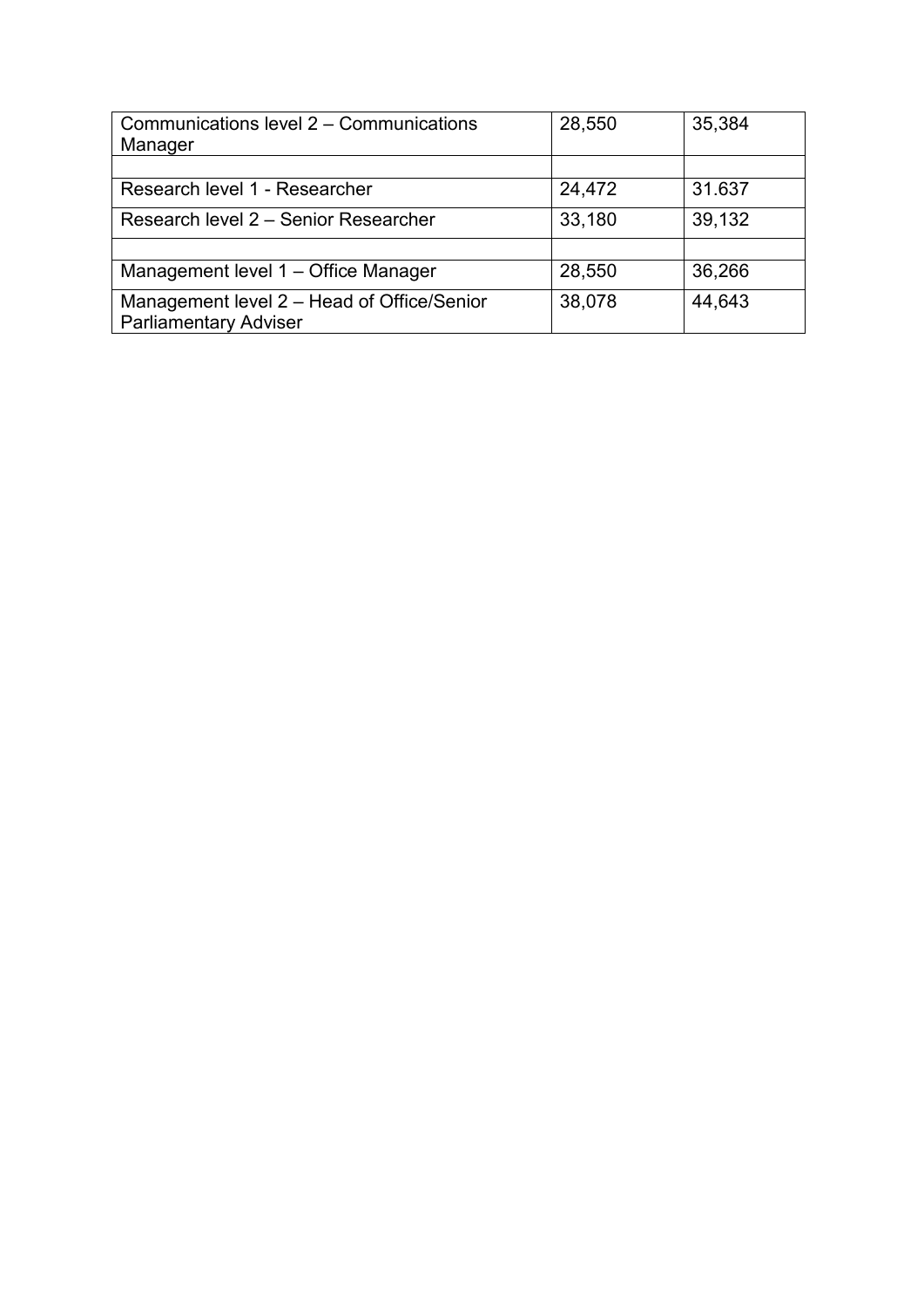| | | |
|---|---|---|
| Communications level 2 – Communications Manager | 28,550 | 35,384 |
| | | |
| Research level 1 - Researcher | 24,472 | 31.637 |
| Research level 2 – Senior Researcher | 33,180 | 39,132 |
| | | |
| Management level 1 – Office Manager | 28,550 | 36,266 |
| Management level 2 – Head of Office/Senior Parliamentary Adviser | 38,078 | 44,643 |